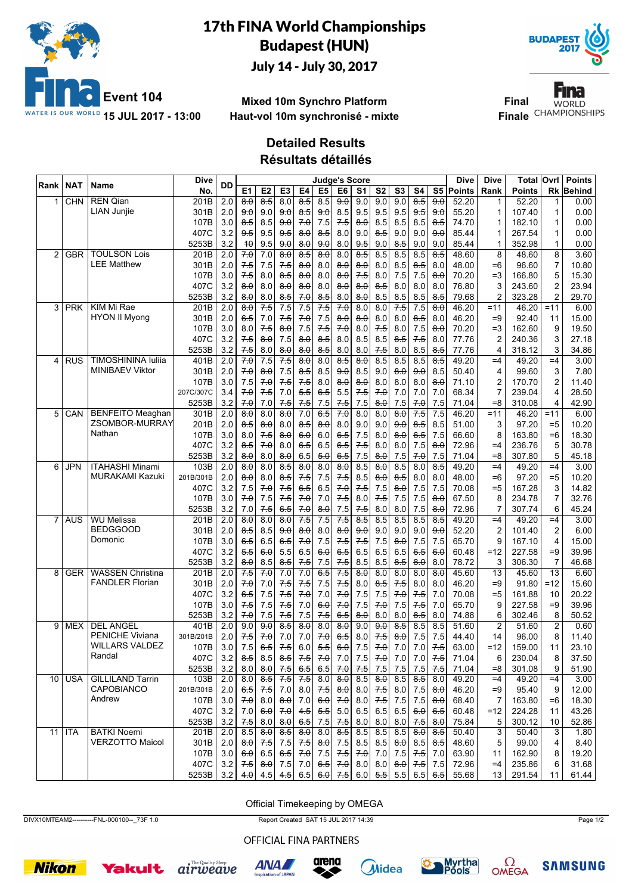# 17th FINA World Championships
## Budapest (HUN)
### July 14 - July 30, 2017

**Event 104** — 15 JUL 2017 - 13:00

**Mixed 10m Synchro Platform**
**Haut-vol 10m synchronisé - mixte**

**Final / Finale**

## Detailed Results
## Résultats détaillés

| Rank | NAT | Name | Dive No. | DD | E1 | E2 | E3 | E4 | E5 | E6 | S1 | S2 | S3 | S4 | S5 | Dive Points | Dive Rank | Total Points | Ovrl Rk | Points Behind |
|---|---|---|---|---|---|---|---|---|---|---|---|---|---|---|---|---|---|---|---|---|
| 1 | CHN | REN Qian | 201B | 2.0 | 8.0 | 8.5 | 8.0 | 8.5 | 8.5 | 9.0 | 9.0 | 9.0 | 9.0 | 8.5 | 9.0 | 52.20 | 1 | 52.20 | 1 | 0.00 |
| | | LIAN Junjie | 301B | 2.0 | 9.0 | 9.0 | 9.0 | 8.5 | 9.0 | 8.5 | 9.5 | 9.5 | 9.5 | 9.5 | 9.0 | 55.20 | 1 | 107.40 | 1 | 0.00 |
| | | | 107B | 3.0 | 8.5 | 8.5 | 9.0 | 7.0 | 7.5 | 7.5 | 8.0 | 8.5 | 8.5 | 8.5 | 8.5 | 74.70 | 1 | 182.10 | 1 | 0.00 |
| | | | 407C | 3.2 | 9.5 | 9.5 | 9.5 | 8.0 | 8.5 | 8.0 | 9.0 | 8.5 | 9.0 | 9.0 | 9.0 | 85.44 | 1 | 267.54 | 1 | 0.00 |
| | | | 5253B | 3.2 | 10 | 9.5 | 9.0 | 8.0 | 9.0 | 8.0 | 9.5 | 9.0 | 8.5 | 9.0 | 9.0 | 85.44 | 1 | 352.98 | 1 | 0.00 |
| 2 | GBR | TOULSON Lois | 201B | 2.0 | 7.0 | 7.0 | 8.0 | 8.5 | 8.0 | 8.0 | 8.5 | 8.5 | 8.5 | 8.5 | 8.5 | 48.60 | 8 | 48.60 | 8 | 3.60 |
| | | LEE Matthew | 301B | 2.0 | 7.5 | 7.5 | 7.5 | 8.0 | 8.0 | 8.0 | 8.0 | 8.0 | 8.5 | 8.5 | 8.0 | 48.00 | =6 | 96.60 | 7 | 10.80 |
| | | | 107B | 3.0 | 7.5 | 8.0 | 8.5 | 8.0 | 8.0 | 8.0 | 7.5 | 8.0 | 7.5 | 7.5 | 8.0 | 70.20 | =3 | 166.80 | 5 | 15.30 |
| | | | 407C | 3.2 | 8.0 | 8.0 | 8.0 | 8.0 | 8.0 | 8.0 | 8.0 | 8.5 | 8.0 | 8.0 | 8.0 | 76.80 | 3 | 243.60 | 2 | 23.94 |
| | | | 5253B | 3.2 | 8.0 | 8.0 | 8.5 | 7.0 | 8.5 | 8.0 | 8.0 | 8.5 | 8.5 | 8.5 | 8.5 | 79.68 | 2 | 323.28 | 2 | 29.70 |
| 3 | PRK | KIM Mi Rae | 201B | 2.0 | 8.0 | 7.5 | 7.5 | 7.5 | 7.5 | 7.0 | 8.0 | 8.0 | 7.5 | 7.5 | 8.0 | 46.20 | =11 | 46.20 | =11 | 6.00 |
| | | HYON Il Myong | 301B | 2.0 | 6.5 | 7.0 | 7.5 | 7.0 | 7.5 | 8.0 | 8.0 | 8.0 | 8.0 | 8.5 | 8.0 | 46.20 | =9 | 92.40 | 11 | 15.00 |
| | | | 107B | 3.0 | 8.0 | 7.5 | 8.0 | 7.5 | 7.5 | 7.0 | 8.0 | 7.5 | 8.0 | 7.5 | 8.0 | 70.20 | =3 | 162.60 | 9 | 19.50 |
| | | | 407C | 3.2 | 7.5 | 8.0 | 7.5 | 8.0 | 8.5 | 8.0 | 8.5 | 8.5 | 8.5 | 7.5 | 8.0 | 77.76 | 2 | 240.36 | 3 | 27.18 |
| | | | 5253B | 3.2 | 7.5 | 8.0 | 8.0 | 8.0 | 8.5 | 8.0 | 8.0 | 7.5 | 8.0 | 8.5 | 8.5 | 77.76 | 4 | 318.12 | 3 | 34.86 |
| 4 | RUS | TIMOSHININA Iuliia | 401B | 2.0 | 7.0 | 7.5 | 7.5 | 8.0 | 8.0 | 8.5 | 8.0 | 8.5 | 8.5 | 8.5 | 8.5 | 49.20 | =4 | 49.20 | =4 | 3.00 |
| | | MINIBAEV Viktor | 301B | 2.0 | 7.0 | 8.0 | 7.5 | 8.5 | 8.5 | 9.0 | 8.5 | 9.0 | 8.0 | 9.0 | 8.5 | 50.40 | 4 | 99.60 | 3 | 7.80 |
| | | | 107B | 3.0 | 7.5 | 7.0 | 7.5 | 7.5 | 8.0 | 8.0 | 8.0 | 8.0 | 8.0 | 8.0 | 8.0 | 71.10 | 2 | 170.70 | 2 | 11.40 |
| | | | 207C/307C | 3.4 | 7.0 | 7.5 | 7.0 | 5.5 | 6.5 | 5.5 | 7.5 | 7.0 | 7.0 | 7.0 | 7.0 | 68.34 | 7 | 239.04 | 4 | 28.50 |
| | | | 5253B | 3.2 | 7.0 | 7.0 | 7.5 | 7.5 | 7.5 | 7.5 | 7.5 | 8.0 | 7.5 | 7.0 | 7.5 | 71.04 | =8 | 310.08 | 4 | 42.90 |
| 5 | CAN | BENFEITO Meaghan | 301B | 2.0 | 8.0 | 8.0 | 8.0 | 7.0 | 6.5 | 7.0 | 8.0 | 8.0 | 8.0 | 7.5 | 7.5 | 46.20 | =11 | 46.20 | =11 | 6.00 |
| | | ZSOMBOR-MURRAY Nathan | 201B | 2.0 | 8.5 | 8.0 | 8.0 | 8.5 | 8.0 | 8.0 | 9.0 | 9.0 | 9.0 | 8.5 | 8.5 | 51.00 | 3 | 97.20 | =5 | 10.20 |
| | | | 107B | 3.0 | 8.0 | 7.5 | 8.0 | 6.0 | 6.0 | 6.5 | 7.5 | 8.0 | 8.0 | 6.5 | 7.5 | 66.60 | 8 | 163.80 | =6 | 18.30 |
| | | | 407C | 3.2 | 8.5 | 7.0 | 8.0 | 6.5 | 6.5 | 6.5 | 7.5 | 8.0 | 8.0 | 7.5 | 8.0 | 72.96 | =4 | 236.76 | 5 | 30.78 |
| | | | 5253B | 3.2 | 8.0 | 8.0 | 8.0 | 6.5 | 5.0 | 6.5 | 7.5 | 8.0 | 7.5 | 7.0 | 7.5 | 71.04 | =8 | 307.80 | 5 | 45.18 |
| 6 | JPN | ITAHASHI Minami | 103B | 2.0 | 8.0 | 8.0 | 8.5 | 8.0 | 8.0 | 8.0 | 8.5 | 8.0 | 8.5 | 8.0 | 8.5 | 49.20 | =4 | 49.20 | =4 | 3.00 |
| | | MURAKAMI Kazuki | 201B/301B | 2.0 | 8.0 | 8.0 | 8.5 | 7.5 | 7.5 | 7.5 | 8.5 | 8.0 | 8.5 | 8.0 | 8.0 | 48.00 | =6 | 97.20 | =5 | 10.20 |
| | | | 407C | 3.2 | 7.5 | 7.0 | 7.5 | 6.5 | 6.5 | 7.0 | 7.5 | 7.5 | 8.0 | 7.5 | 7.5 | 70.08 | =5 | 167.28 | 3 | 14.82 |
| | | | 107B | 3.0 | 7.0 | 7.5 | 7.5 | 7.0 | 7.0 | 7.5 | 8.0 | 7.5 | 7.5 | 7.5 | 8.0 | 67.50 | 8 | 234.78 | 7 | 32.76 |
| | | | 5253B | 3.2 | 7.0 | 7.5 | 6.5 | 7.0 | 8.0 | 7.5 | 7.5 | 8.0 | 8.0 | 7.5 | 8.0 | 72.96 | 7 | 307.74 | 6 | 45.24 |
| 7 | AUS | WU Melissa | 201B | 2.0 | 8.0 | 8.0 | 8.0 | 7.5 | 7.5 | 7.5 | 8.5 | 8.5 | 8.5 | 8.5 | 8.5 | 49.20 | =4 | 49.20 | =4 | 3.00 |
| | | BEDGGOOD Domonic | 301B | 2.0 | 8.5 | 8.5 | 9.0 | 8.0 | 8.0 | 8.0 | 9.0 | 9.0 | 9.0 | 9.0 | 9.0 | 52.20 | 2 | 101.40 | 2 | 6.00 |
| | | | 107B | 3.0 | 6.5 | 6.5 | 6.5 | 7.0 | 7.5 | 7.5 | 7.5 | 7.5 | 8.0 | 7.5 | 7.5 | 65.70 | 9 | 167.10 | 4 | 15.00 |
| | | | 407C | 3.2 | 5.5 | 6.0 | 5.5 | 6.5 | 6.0 | 6.5 | 6.5 | 6.5 | 6.5 | 6.5 | 6.0 | 60.48 | =12 | 227.58 | =9 | 39.96 |
| | | | 5253B | 3.2 | 8.0 | 8.5 | 8.5 | 7.5 | 7.5 | 7.5 | 8.5 | 8.5 | 8.5 | 8.0 | 8.0 | 78.72 | 3 | 306.30 | 7 | 46.68 |
| 8 | GER | WASSEN Christina | 201B | 2.0 | 7.5 | 7.0 | 7.0 | 7.0 | 6.5 | 7.5 | 8.0 | 8.0 | 8.0 | 8.0 | 8.0 | 45.60 | 13 | 45.60 | 13 | 6.60 |
| | | FANDLER Florian | 301B | 2.0 | 7.0 | 7.0 | 7.5 | 7.5 | 7.5 | 7.5 | 8.0 | 8.5 | 7.5 | 8.0 | 8.0 | 46.20 | =9 | 91.80 | =12 | 15.60 |
| | | | 407C | 3.2 | 6.5 | 7.5 | 7.5 | 7.0 | 7.0 | 7.0 | 7.5 | 7.5 | 7.0 | 7.5 | 7.0 | 70.08 | =5 | 161.88 | 10 | 20.22 |
| | | | 107B | 3.0 | 7.5 | 7.5 | 7.5 | 7.0 | 6.0 | 7.0 | 7.5 | 7.0 | 7.5 | 7.5 | 7.0 | 65.70 | 9 | 227.58 | =9 | 39.96 |
| | | | 5253B | 3.2 | 7.0 | 7.5 | 7.5 | 7.5 | 7.5 | 6.5 | 8.0 | 8.0 | 8.0 | 8.5 | 8.0 | 74.88 | 6 | 302.46 | 8 | 50.52 |
| 9 | MEX | DEL ANGEL PENICHE Viviana | 401B | 2.0 | 9.0 | 9.0 | 8.5 | 8.0 | 8.0 | 8.0 | 9.0 | 9.0 | 8.5 | 8.5 | 8.5 | 51.60 | 2 | 51.60 | 2 | 0.60 |
| | | WILLARS VALDEZ Randal | 301B/201B | 2.0 | 7.5 | 7.0 | 7.0 | 7.0 | 7.0 | 6.5 | 8.0 | 7.5 | 8.0 | 7.5 | 7.5 | 44.40 | 14 | 96.00 | 8 | 11.40 |
| | | | 107B | 3.0 | 7.5 | 6.5 | 7.5 | 6.0 | 5.5 | 6.0 | 7.5 | 7.0 | 7.0 | 7.0 | 7.5 | 63.00 | =12 | 159.00 | 11 | 23.10 |
| | | | 407C | 3.2 | 8.5 | 8.5 | 8.5 | 7.5 | 7.0 | 7.0 | 7.5 | 7.0 | 7.0 | 7.0 | 7.5 | 71.04 | 6 | 230.04 | 8 | 37.50 |
| | | | 5253B | 3.2 | 8.0 | 8.0 | 7.5 | 6.5 | 6.5 | 7.0 | 7.5 | 7.5 | 7.5 | 7.5 | 7.5 | 71.04 | =8 | 301.08 | 9 | 51.90 |
| 10 | USA | GILLILAND Tarrin | 103B | 2.0 | 8.0 | 8.5 | 7.5 | 7.5 | 8.0 | 8.0 | 8.5 | 8.0 | 8.5 | 8.5 | 8.0 | 49.20 | =4 | 49.20 | =4 | 3.00 |
| | | CAPOBIANCO Andrew | 201B/301B | 2.0 | 6.5 | 7.5 | 7.0 | 8.0 | 7.5 | 8.0 | 8.0 | 7.5 | 8.0 | 7.5 | 8.0 | 46.20 | =9 | 95.40 | 9 | 12.00 |
| | | | 107B | 3.0 | 7.0 | 8.0 | 8.0 | 7.0 | 6.0 | 7.0 | 8.0 | 7.5 | 7.5 | 7.5 | 8.0 | 68.40 | 7 | 163.80 | =6 | 18.30 |
| | | | 407C | 3.2 | 7.0 | 6.0 | 7.0 | 4.5 | 5.5 | 5.0 | 6.5 | 6.5 | 6.5 | 6.0 | 6.5 | 60.48 | =12 | 224.28 | 11 | 43.26 |
| | | | 5253B | 3.2 | 7.5 | 8.0 | 8.0 | 6.5 | 7.5 | 7.5 | 8.0 | 8.0 | 8.0 | 7.5 | 8.0 | 75.84 | 5 | 300.12 | 10 | 52.86 |
| 11 | ITA | BATKI Noemi | 201B | 2.0 | 8.5 | 8.0 | 8.5 | 8.0 | 8.0 | 8.5 | 8.5 | 8.5 | 8.5 | 8.0 | 8.5 | 50.40 | 3 | 50.40 | 3 | 1.80 |
| | | VERZOTTO Maicol | 301B | 2.0 | 8.0 | 7.5 | 7.5 | 7.5 | 8.0 | 7.5 | 8.5 | 8.5 | 8.0 | 8.5 | 8.5 | 48.60 | 5 | 99.00 | 4 | 8.40 |
| | | | 107B | 3.0 | 6.0 | 6.5 | 6.5 | 7.0 | 7.5 | 7.5 | 7.0 | 7.0 | 7.5 | 7.5 | 7.0 | 63.90 | 11 | 162.90 | 8 | 19.20 |
| | | | 407C | 3.2 | 7.5 | 8.0 | 7.5 | 7.0 | 6.5 | 7.0 | 8.0 | 8.0 | 8.0 | 7.5 | 7.5 | 72.96 | =4 | 235.86 | 6 | 31.68 |
| | | | 5253B | 3.2 | 4.0 | 4.5 | 4.5 | 6.5 | 6.0 | 7.5 | 6.0 | 5.5 | 5.5 | 6.5 | 6.5 | 55.68 | 13 | 291.54 | 11 | 61.44 |

Official Timekeeping by OMEGA

DIVX10MTEAM2----------FNL-000100--_73F 1.0 — Report Created SAT 15 JUL 2017 14:39

OFFICIAL FINA PARTNERS

Nikon, Yakult, airweave, ANA, arena, Midea, Myrtha Pools, OMEGA, SAMSUNG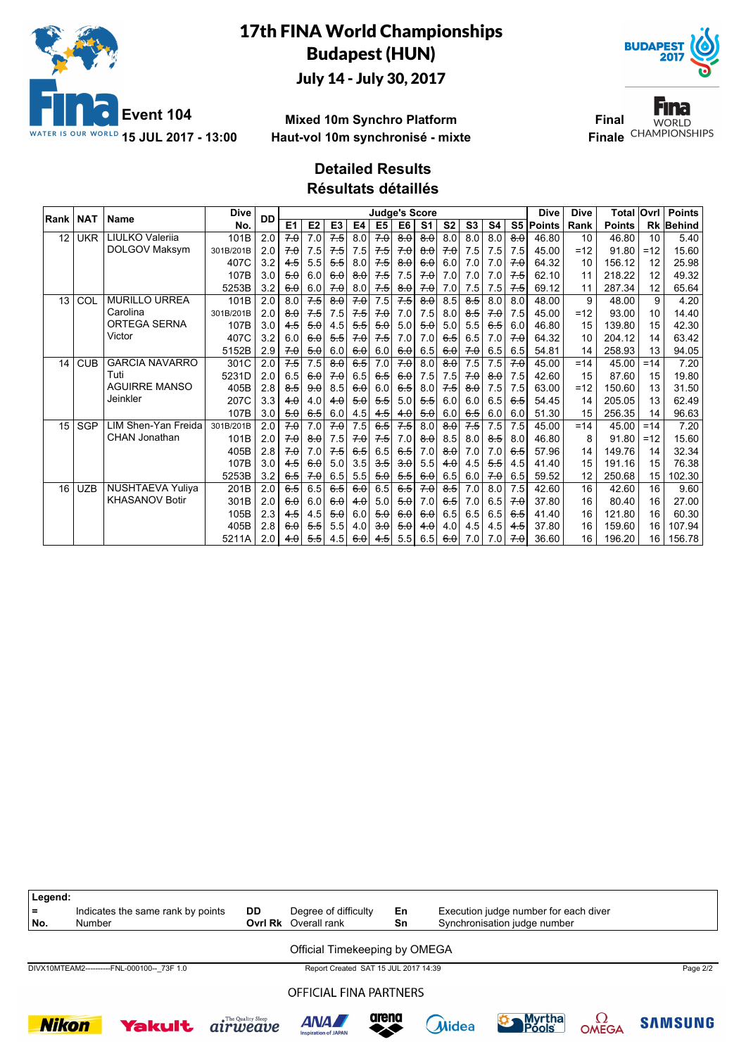# 17th FINA World Championships
## Budapest (HUN)
### July 14 - July 30, 2017

**Event 104**
**15 JUL 2017 - 13:00**

**Mixed 10m Synchro Platform**
**Haut-vol 10m synchronisé - mixte**

**Final**
**Finale**

## Detailed Results
## Résultats détaillés

| Rank | NAT | Name | Dive No. | DD | E1 | E2 | E3 | E4 | E5 | E6 | S1 | S2 | S3 | S4 | S5 | Dive Points | Dive Rank | Total Points | Ovrl Rk | Points Behind |
|---|---|---|---|---|---|---|---|---|---|---|---|---|---|---|---|---|---|---|---|---|
| 12 | UKR | LIULKO Valeriia | 101B | 2.0 | ~~7.0~~ | 7.0 | ~~7.5~~ | 8.0 | ~~7.0~~ | ~~8.0~~ | ~~8.0~~ | 8.0 | 8.0 | 8.0 | ~~8.0~~ | 46.80 | 10 | 46.80 | 10 | 5.40 |
| | | DOLGOV Maksym | 301B/201B | 2.0 | ~~7.0~~ | 7.5 | ~~7.5~~ | 7.5 | ~~7.5~~ | ~~7.0~~ | ~~8.0~~ | ~~7.0~~ | 7.5 | 7.5 | 7.5 | 45.00 | =12 | 91.80 | =12 | 15.60 |
| | | | 407C | 3.2 | ~~4.5~~ | 5.5 | ~~5.5~~ | 8.0 | ~~7.5~~ | ~~8.0~~ | ~~6.0~~ | 6.0 | 7.0 | 7.0 | ~~7.0~~ | 64.32 | 10 | 156.12 | 12 | 25.98 |
| | | | 107B | 3.0 | ~~5.0~~ | 6.0 | ~~6.0~~ | ~~8.0~~ | ~~7.5~~ | 7.5 | ~~7.0~~ | 7.0 | 7.0 | 7.0 | ~~7.5~~ | 62.10 | 11 | 218.22 | 12 | 49.32 |
| | | | 5253B | 3.2 | ~~6.0~~ | 6.0 | ~~7.0~~ | 8.0 | ~~7.5~~ | ~~8.0~~ | ~~7.0~~ | 7.0 | 7.5 | 7.5 | ~~7.5~~ | 69.12 | 11 | 287.34 | 12 | 65.64 |
| 13 | COL | MURILLO URREA Carolina | 101B | 2.0 | 8.0 | ~~7.5~~ | ~~8.0~~ | ~~7.0~~ | 7.5 | ~~7.5~~ | ~~8.0~~ | 8.5 | ~~8.5~~ | 8.0 | 8.0 | 48.00 | 9 | 48.00 | 9 | 4.20 |
| | | ORTEGA SERNA Victor | 301B/201B | 2.0 | ~~8.0~~ | ~~7.5~~ | 7.5 | ~~7.5~~ | ~~7.0~~ | 7.0 | 7.5 | 8.0 | ~~8.5~~ | ~~7.0~~ | 7.5 | 45.00 | =12 | 93.00 | 10 | 14.40 |
| | | | 107B | 3.0 | ~~4.5~~ | ~~5.0~~ | 4.5 | ~~5.5~~ | ~~5.0~~ | 5.0 | ~~5.0~~ | 5.0 | 5.5 | ~~6.5~~ | 6.0 | 46.80 | 15 | 139.80 | 15 | 42.30 |
| | | | 407C | 3.2 | 6.0 | ~~6.0~~ | ~~5.5~~ | ~~7.0~~ | ~~7.5~~ | 7.0 | 7.0 | ~~6.5~~ | 6.5 | 7.0 | ~~7.0~~ | 64.32 | 10 | 204.12 | 14 | 63.42 |
| | | | 5152B | 2.9 | ~~7.0~~ | ~~5.0~~ | 6.0 | ~~6.0~~ | 6.0 | ~~6.0~~ | 6.5 | ~~6.0~~ | ~~7.0~~ | 6.5 | 6.5 | 54.81 | 14 | 258.93 | 13 | 94.05 |
| 14 | CUB | GARCIA NAVARRO Tuti | 301C | 2.0 | ~~7.5~~ | 7.5 | ~~8.0~~ | ~~6.5~~ | 7.0 | ~~7.0~~ | 8.0 | ~~8.0~~ | 7.5 | 7.5 | ~~7.0~~ | 45.00 | =14 | 45.00 | =14 | 7.20 |
| | | AGUIRRE MANSO Jeinkler | 5231D | 2.0 | 6.5 | ~~6.0~~ | ~~7.0~~ | 6.5 | ~~6.5~~ | ~~6.0~~ | 7.5 | 7.5 | ~~7.0~~ | ~~8.0~~ | 7.5 | 42.60 | 15 | 87.60 | 15 | 19.80 |
| | | | 405B | 2.8 | ~~8.5~~ | ~~9.0~~ | 8.5 | ~~6.0~~ | 6.0 | ~~6.5~~ | 8.0 | ~~7.5~~ | ~~8.0~~ | 7.5 | 7.5 | 63.00 | =12 | 150.60 | 13 | 31.50 |
| | | | 207C | 3.3 | ~~4.0~~ | 4.0 | ~~4.0~~ | ~~5.0~~ | ~~5.5~~ | 5.0 | ~~5.5~~ | 6.0 | 6.0 | 6.5 | ~~6.5~~ | 54.45 | 14 | 205.05 | 13 | 62.49 |
| | | | 107B | 3.0 | ~~5.0~~ | ~~6.5~~ | 6.0 | 4.5 | ~~4.5~~ | ~~4.0~~ | ~~5.0~~ | 6.0 | ~~6.5~~ | 6.0 | 6.0 | 51.30 | 15 | 256.35 | 14 | 96.63 |
| 15 | SGP | LIM Shen-Yan Freida | 301B/201B | 2.0 | ~~7.0~~ | 7.0 | ~~7.0~~ | 7.5 | ~~6.5~~ | ~~7.5~~ | 8.0 | ~~8.0~~ | ~~7.5~~ | 7.5 | 7.5 | 45.00 | =14 | 45.00 | =14 | 7.20 |
| | | CHAN Jonathan | 101B | 2.0 | ~~7.0~~ | ~~8.0~~ | 7.5 | ~~7.0~~ | ~~7.5~~ | 7.0 | ~~8.0~~ | 8.5 | 8.0 | ~~8.5~~ | 8.0 | 46.80 | 8 | 91.80 | =12 | 15.60 |
| | | | 405B | 2.8 | ~~7.0~~ | 7.0 | ~~7.5~~ | ~~6.5~~ | 6.5 | ~~6.5~~ | 7.0 | ~~8.0~~ | 7.0 | 7.0 | ~~6.5~~ | 57.96 | 14 | 149.76 | 14 | 32.34 |
| | | | 107B | 3.0 | ~~4.5~~ | ~~6.0~~ | 5.0 | 3.5 | ~~3.5~~ | ~~3.0~~ | 5.5 | ~~4.0~~ | 4.5 | ~~5.5~~ | 4.5 | 41.40 | 15 | 191.16 | 15 | 76.38 |
| | | | 5253B | 3.2 | ~~6.5~~ | ~~7.0~~ | 6.5 | 5.5 | ~~5.0~~ | ~~5.5~~ | ~~6.0~~ | 6.5 | 6.0 | ~~7.0~~ | 6.5 | 59.52 | 12 | 250.68 | 15 | 102.30 |
| 16 | UZB | NUSHTAEVA Yuliya | 201B | 2.0 | ~~6.5~~ | 6.5 | ~~6.5~~ | ~~6.0~~ | 6.5 | ~~6.5~~ | ~~7.0~~ | ~~8.5~~ | 7.0 | 8.0 | 7.5 | 42.60 | 16 | 42.60 | 16 | 9.60 |
| | | KHASANOV Botir | 301B | 2.0 | ~~6.0~~ | 6.0 | ~~6.0~~ | ~~4.0~~ | 5.0 | ~~5.0~~ | 7.0 | ~~6.5~~ | 7.0 | 6.5 | ~~7.0~~ | 37.80 | 16 | 80.40 | 16 | 27.00 |
| | | | 105B | 2.3 | ~~4.5~~ | 4.5 | ~~5.0~~ | 6.0 | ~~5.0~~ | ~~6.0~~ | ~~6.0~~ | 6.5 | 6.5 | 6.5 | ~~6.5~~ | 41.40 | 16 | 121.80 | 16 | 60.30 |
| | | | 405B | 2.8 | ~~6.0~~ | ~~5.5~~ | 5.5 | 4.0 | ~~3.0~~ | ~~5.0~~ | ~~4.0~~ | 4.0 | 4.5 | 4.5 | ~~4.5~~ | 37.80 | 16 | 159.60 | 16 | 107.94 |
| | | | 5211A | 2.0 | ~~4.0~~ | ~~5.5~~ | 4.5 | ~~6.0~~ | ~~4.5~~ | 5.5 | 6.5 | ~~6.0~~ | 7.0 | 7.0 | ~~7.0~~ | 36.60 | 16 | 196.20 | 16 | 156.78 |

**Legend:**

| | | | | | |
|---|---|---|---|---|---|
| = | Indicates the same rank by points | DD | Degree of difficulty | En | Execution judge number for each diver |
| No. | Number | Ovrl Rk | Overall rank | Sn | Synchronisation judge number |

Official Timekeeping by OMEGA

DIVX10MTEAM2----------FNL-000100--_73F 1.0 Report Created SAT 15 JUL 2017 14:39

OFFICIAL FINA PARTNERS